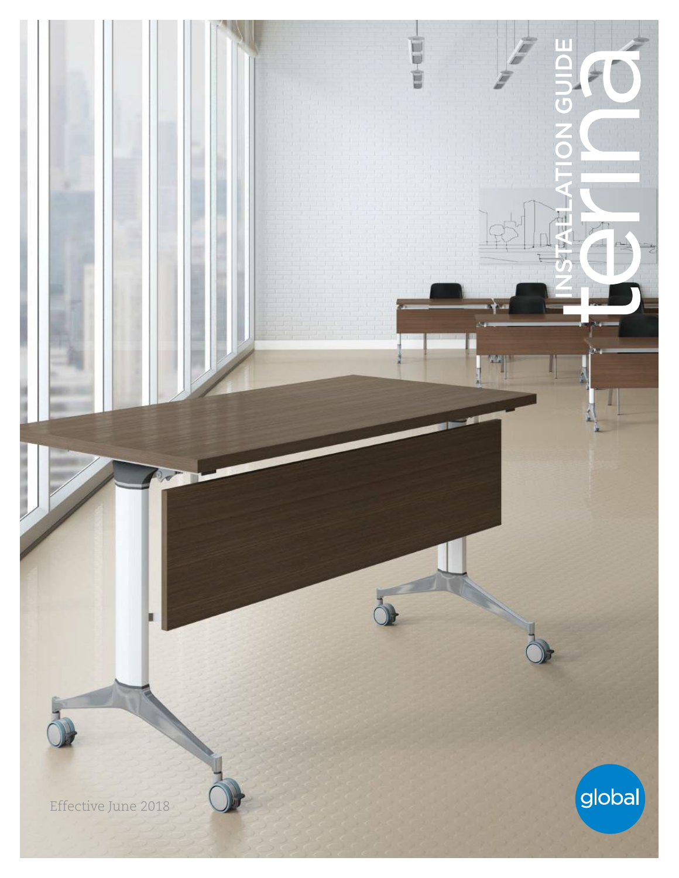# terina

## INSTALLATION GUIDE

Effective June 2018

global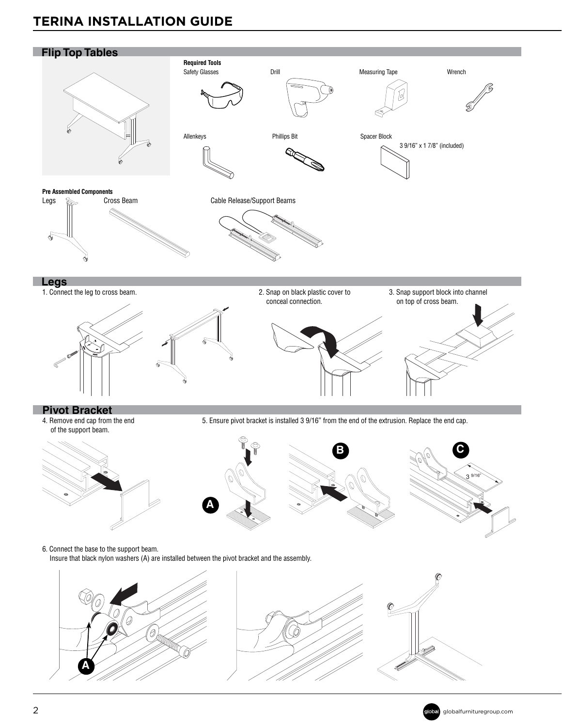## Flip Top Tables

**Required Tools**

Safety Glasses

Drill

Measuring Tape

Wrench

Allenkeys

Phillips Bit

Spacer Block
3 9/16" x 1 7/8" (included)

**Pre Assembled Components**

Legs

Cross Beam

Cable Release/Support Beams

## Legs

1. Connect the leg to cross beam.
2. Snap on black plastic cover to conceal connection.
3. Snap support block into channel on top of cross beam.

## Pivot Bracket

4. Remove end cap from the end of the support beam.
5. Ensure pivot bracket is installed 3 9/16" from the end of the extrusion. Replace the end cap.

A

B

C

3 9/16"

6. Connect the base to the support beam.
Insure that black nylon washers (A) are installed between the pivot bracket and the assembly.

A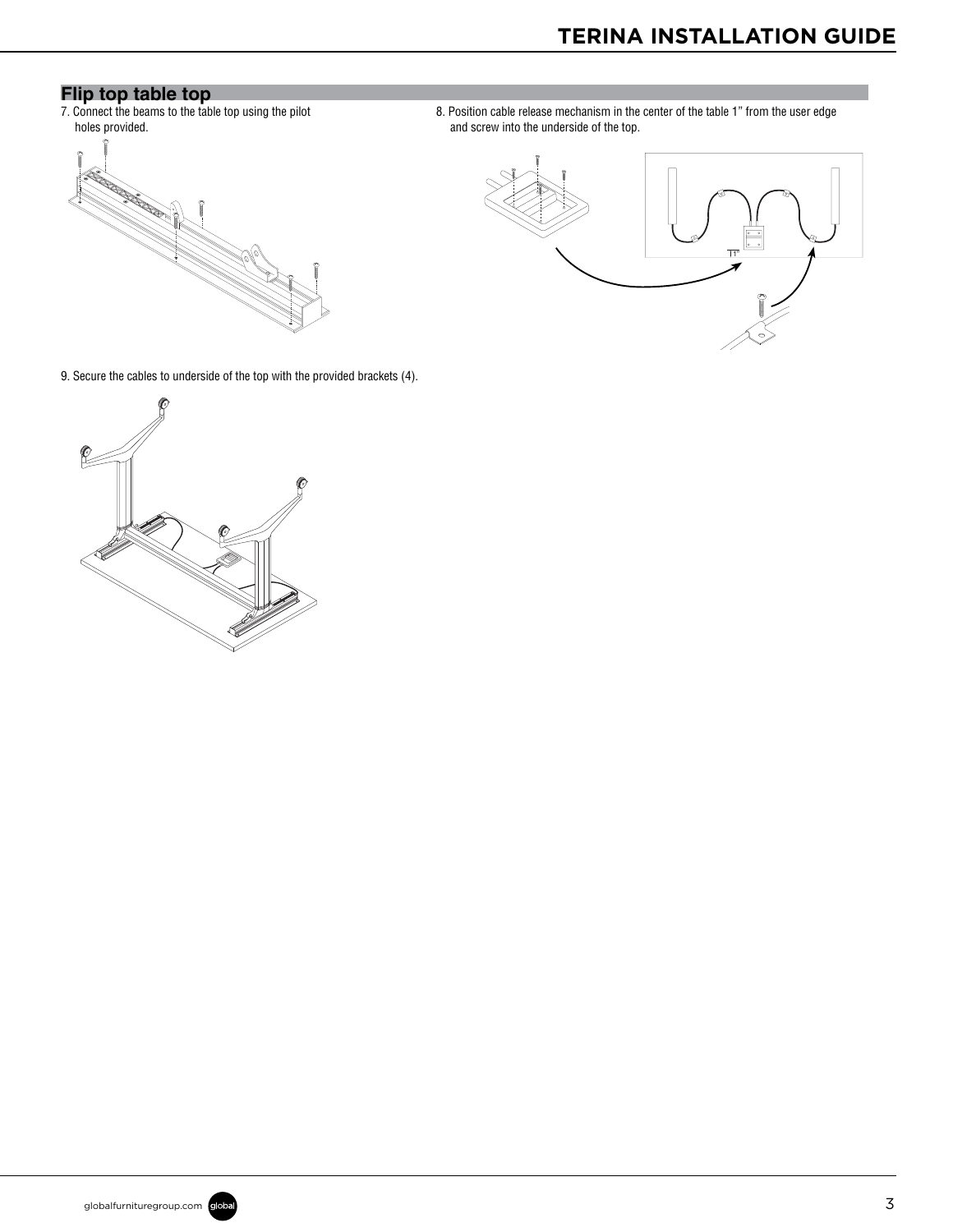## Flip top table top

7. Connect the beams to the table top using the pilot holes provided.

8. Position cable release mechanism in the center of the table 1" from the user edge and screw into the underside of the top.

9. Secure the cables to underside of the top with the provided brackets (4).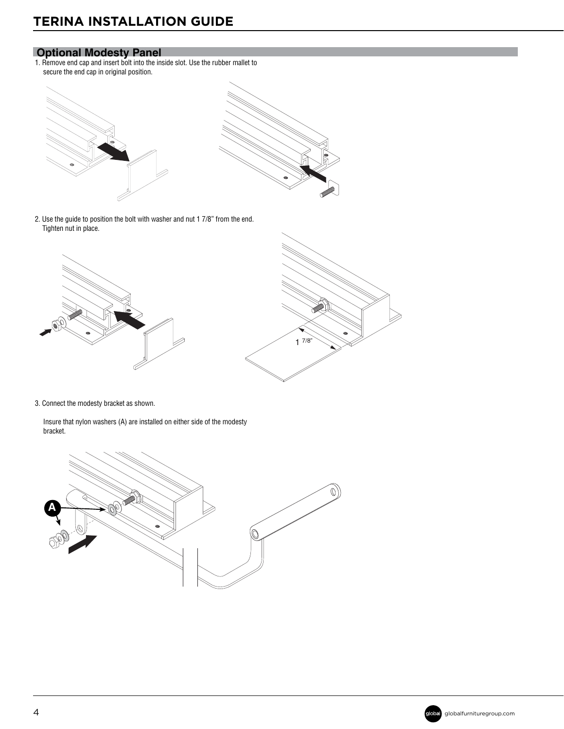## Optional Modesty Panel

1. Remove end cap and insert bolt into the inside slot. Use the rubber mallet to secure the end cap in original position.

2. Use the guide to position the bolt with washer and nut 1 7/8" from the end. Tighten nut in place.

1 7/8"

3. Connect the modesty bracket as shown.

   Insure that nylon washers (A) are installed on either side of the modesty bracket.

A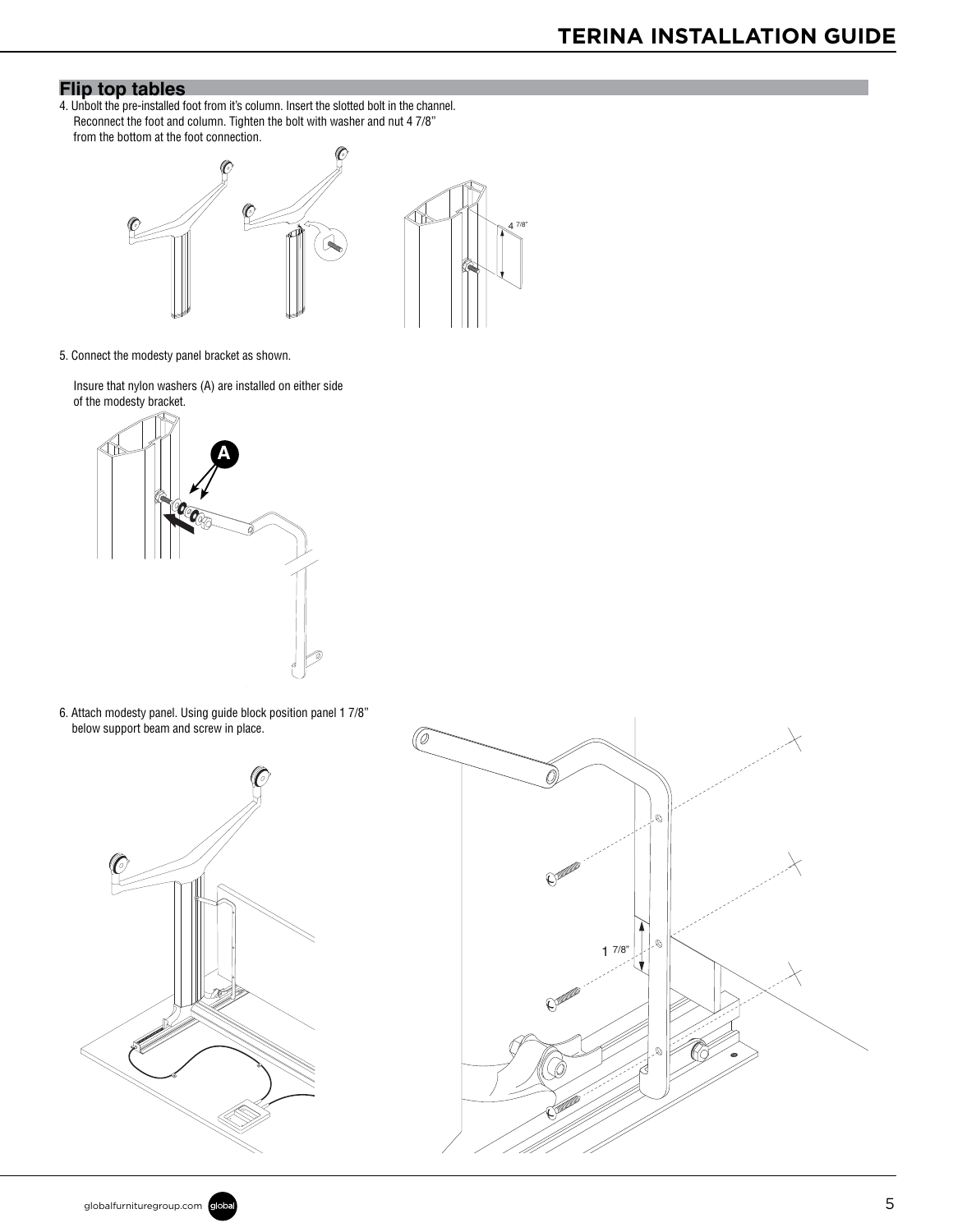## Flip top tables

4. Unbolt the pre-installed foot from it's column. Insert the slotted bolt in the channel. Reconnect the foot and column. Tighten the bolt with washer and nut 4 7/8'' from the bottom at the foot connection.

4 7/8"

5. Connect the modesty panel bracket as shown.

Insure that nylon washers (A) are installed on either side of the modesty bracket.

A

6. Attach modesty panel. Using guide block position panel 1 7/8" below support beam and screw in place.

1 7/8"